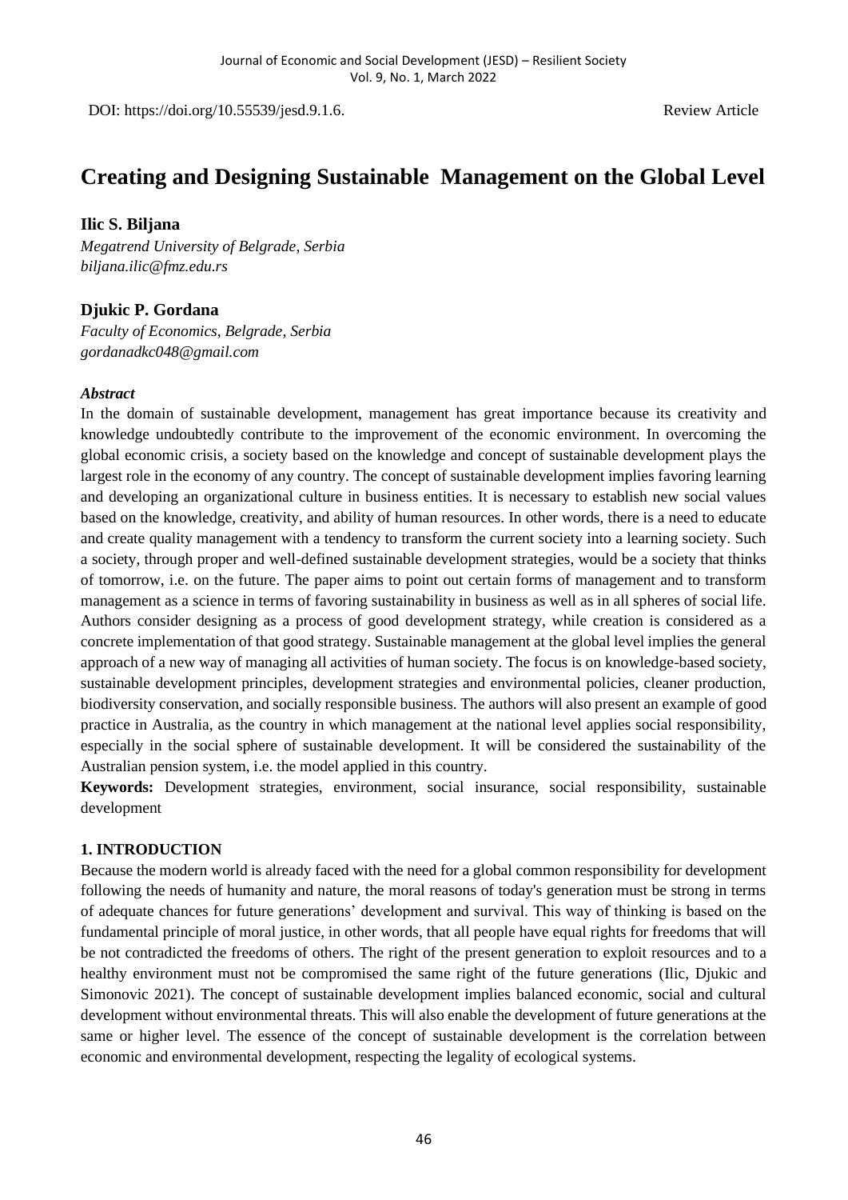DOI: https://doi.org/10.55539/jesd.9.1.6. Review Article

# Creating and Designing Sustainable Management on the Global Level

**Ilic S. Biljana**

*Megatrend University of Belgrade, Serbia*
*biljana.ilic@fmz.edu.rs*

**Djukic P. Gordana**

*Faculty of Economics, Belgrade, Serbia*
*gordanadkc048@gmail.com*

***Abstract***

In the domain of sustainable development, management has great importance because its creativity and knowledge undoubtedly contribute to the improvement of the economic environment. In overcoming the global economic crisis, a society based on the knowledge and concept of sustainable development plays the largest role in the economy of any country. The concept of sustainable development implies favoring learning and developing an organizational culture in business entities. It is necessary to establish new social values based on the knowledge, creativity, and ability of human resources. In other words, there is a need to educate and create quality management with a tendency to transform the current society into a learning society. Such a society, through proper and well-defined sustainable development strategies, would be a society that thinks of tomorrow, i.e. on the future. The paper aims to point out certain forms of management and to transform management as a science in terms of favoring sustainability in business as well as in all spheres of social life. Authors consider designing as a process of good development strategy, while creation is considered as a concrete implementation of that good strategy. Sustainable management at the global level implies the general approach of a new way of managing all activities of human society. The focus is on knowledge-based society, sustainable development principles, development strategies and environmental policies, cleaner production, biodiversity conservation, and socially responsible business. The authors will also present an example of good practice in Australia, as the country in which management at the national level applies social responsibility, especially in the social sphere of sustainable development. It will be considered the sustainability of the Australian pension system, i.e. the model applied in this country.

**Keywords:** Development strategies, environment, social insurance, social responsibility, sustainable development

## 1. INTRODUCTION

Because the modern world is already faced with the need for a global common responsibility for development following the needs of humanity and nature, the moral reasons of today's generation must be strong in terms of adequate chances for future generations' development and survival. This way of thinking is based on the fundamental principle of moral justice, in other words, that all people have equal rights for freedoms that will be not contradicted the freedoms of others. The right of the present generation to exploit resources and to a healthy environment must not be compromised the same right of the future generations (Ilic, Djukic and Simonovic 2021). The concept of sustainable development implies balanced economic, social and cultural development without environmental threats. This will also enable the development of future generations at the same or higher level. The essence of the concept of sustainable development is the correlation between economic and environmental development, respecting the legality of ecological systems.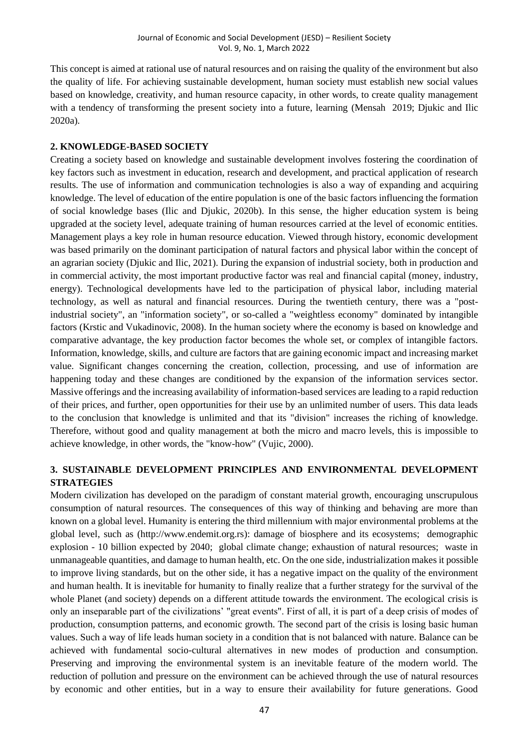This concept is aimed at rational use of natural resources and on raising the quality of the environment but also the quality of life. For achieving sustainable development, human society must establish new social values based on knowledge, creativity, and human resource capacity, in other words, to create quality management with a tendency of transforming the present society into a future, learning (Mensah 2019; Djukic and Ilic 2020a).

## 2. KNOWLEDGE-BASED SOCIETY

Creating a society based on knowledge and sustainable development involves fostering the coordination of key factors such as investment in education, research and development, and practical application of research results. The use of information and communication technologies is also a way of expanding and acquiring knowledge. The level of education of the entire population is one of the basic factors influencing the formation of social knowledge bases (Ilic and Djukic, 2020b). In this sense, the higher education system is being upgraded at the society level, adequate training of human resources carried at the level of economic entities. Management plays a key role in human resource education. Viewed through history, economic development was based primarily on the dominant participation of natural factors and physical labor within the concept of an agrarian society (Djukic and Ilic, 2021). During the expansion of industrial society, both in production and in commercial activity, the most important productive factor was real and financial capital (money, industry, energy). Technological developments have led to the participation of physical labor, including material technology, as well as natural and financial resources. During the twentieth century, there was a "post-industrial society", an "information society", or so-called a "weightless economy" dominated by intangible factors (Krstic and Vukadinovic, 2008). In the human society where the economy is based on knowledge and comparative advantage, the key production factor becomes the whole set, or complex of intangible factors. Information, knowledge, skills, and culture are factors that are gaining economic impact and increasing market value. Significant changes concerning the creation, collection, processing, and use of information are happening today and these changes are conditioned by the expansion of the information services sector. Massive offerings and the increasing availability of information-based services are leading to a rapid reduction of their prices, and further, open opportunities for their use by an unlimited number of users. This data leads to the conclusion that knowledge is unlimited and that its "division" increases the riching of knowledge. Therefore, without good and quality management at both the micro and macro levels, this is impossible to achieve knowledge, in other words, the "know-how" (Vujic, 2000).

## 3. SUSTAINABLE DEVELOPMENT PRINCIPLES AND ENVIRONMENTAL DEVELOPMENT STRATEGIES

Modern civilization has developed on the paradigm of constant material growth, encouraging unscrupulous consumption of natural resources. The consequences of this way of thinking and behaving are more than known on a global level. Humanity is entering the third millennium with major environmental problems at the global level, such as (http://www.endemit.org.rs): damage of biosphere and its ecosystems; demographic explosion - 10 billion expected by 2040; global climate change; exhaustion of natural resources; waste in unmanageable quantities, and damage to human health, etc. On the one side, industrialization makes it possible to improve living standards, but on the other side, it has a negative impact on the quality of the environment and human health. It is inevitable for humanity to finally realize that a further strategy for the survival of the whole Planet (and society) depends on a different attitude towards the environment. The ecological crisis is only an inseparable part of the civilizations' "great events". First of all, it is part of a deep crisis of modes of production, consumption patterns, and economic growth. The second part of the crisis is losing basic human values. Such a way of life leads human society in a condition that is not balanced with nature. Balance can be achieved with fundamental socio-cultural alternatives in new modes of production and consumption. Preserving and improving the environmental system is an inevitable feature of the modern world. The reduction of pollution and pressure on the environment can be achieved through the use of natural resources by economic and other entities, but in a way to ensure their availability for future generations. Good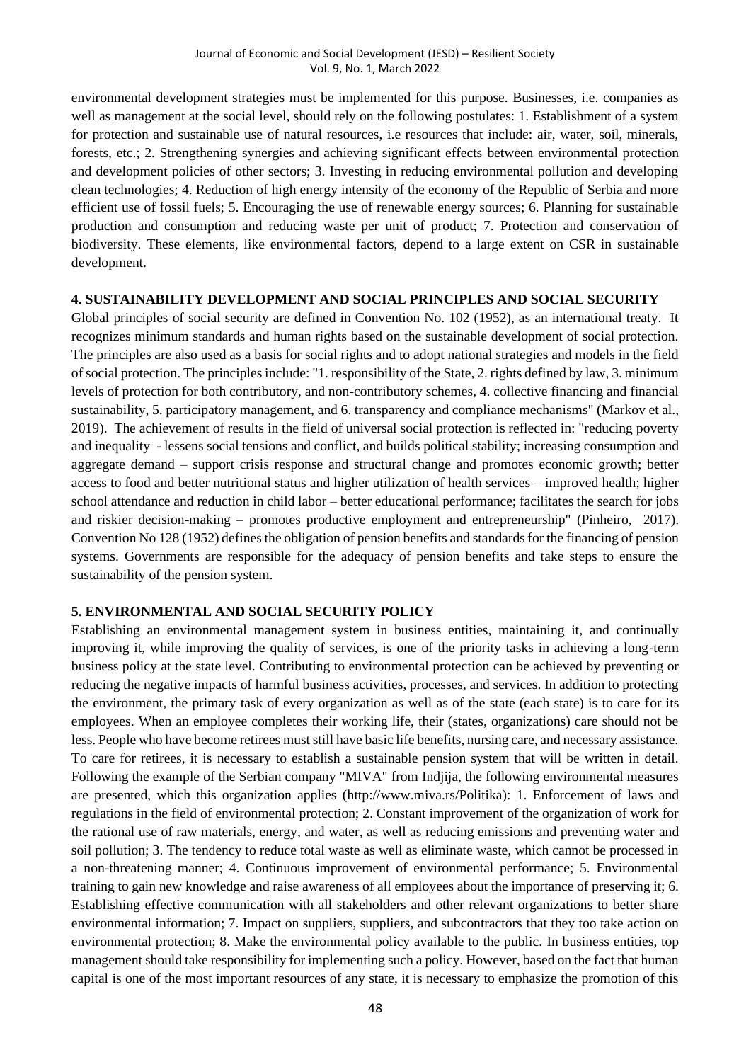environmental development strategies must be implemented for this purpose. Businesses, i.e. companies as well as management at the social level, should rely on the following postulates: 1. Establishment of a system for protection and sustainable use of natural resources, i.e resources that include: air, water, soil, minerals, forests, etc.; 2. Strengthening synergies and achieving significant effects between environmental protection and development policies of other sectors; 3. Investing in reducing environmental pollution and developing clean technologies; 4. Reduction of high energy intensity of the economy of the Republic of Serbia and more efficient use of fossil fuels; 5. Encouraging the use of renewable energy sources; 6. Planning for sustainable production and consumption and reducing waste per unit of product; 7. Protection and conservation of biodiversity. These elements, like environmental factors, depend to a large extent on CSR in sustainable development.

## 4. SUSTAINABILITY DEVELOPMENT AND SOCIAL PRINCIPLES AND SOCIAL SECURITY

Global principles of social security are defined in Convention No. 102 (1952), as an international treaty. It recognizes minimum standards and human rights based on the sustainable development of social protection. The principles are also used as a basis for social rights and to adopt national strategies and models in the field of social protection. The principles include: "1. responsibility of the State, 2. rights defined by law, 3. minimum levels of protection for both contributory, and non-contributory schemes, 4. collective financing and financial sustainability, 5. participatory management, and 6. transparency and compliance mechanisms" (Markov et al., 2019). The achievement of results in the field of universal social protection is reflected in: "reducing poverty and inequality - lessens social tensions and conflict, and builds political stability; increasing consumption and aggregate demand – support crisis response and structural change and promotes economic growth; better access to food and better nutritional status and higher utilization of health services – improved health; higher school attendance and reduction in child labor – better educational performance; facilitates the search for jobs and riskier decision-making – promotes productive employment and entrepreneurship" (Pinheiro, 2017). Convention No 128 (1952) defines the obligation of pension benefits and standards for the financing of pension systems. Governments are responsible for the adequacy of pension benefits and take steps to ensure the sustainability of the pension system.

## 5. ENVIRONMENTAL AND SOCIAL SECURITY POLICY

Establishing an environmental management system in business entities, maintaining it, and continually improving it, while improving the quality of services, is one of the priority tasks in achieving a long-term business policy at the state level. Contributing to environmental protection can be achieved by preventing or reducing the negative impacts of harmful business activities, processes, and services. In addition to protecting the environment, the primary task of every organization as well as of the state (each state) is to care for its employees. When an employee completes their working life, their (states, organizations) care should not be less. People who have become retirees must still have basic life benefits, nursing care, and necessary assistance. To care for retirees, it is necessary to establish a sustainable pension system that will be written in detail. Following the example of the Serbian company "MIVA" from Indjija, the following environmental measures are presented, which this organization applies (http://www.miva.rs/Politika): 1. Enforcement of laws and regulations in the field of environmental protection; 2. Constant improvement of the organization of work for the rational use of raw materials, energy, and water, as well as reducing emissions and preventing water and soil pollution; 3. The tendency to reduce total waste as well as eliminate waste, which cannot be processed in a non-threatening manner; 4. Continuous improvement of environmental performance; 5. Environmental training to gain new knowledge and raise awareness of all employees about the importance of preserving it; 6. Establishing effective communication with all stakeholders and other relevant organizations to better share environmental information; 7. Impact on suppliers, suppliers, and subcontractors that they too take action on environmental protection; 8. Make the environmental policy available to the public. In business entities, top management should take responsibility for implementing such a policy. However, based on the fact that human capital is one of the most important resources of any state, it is necessary to emphasize the promotion of this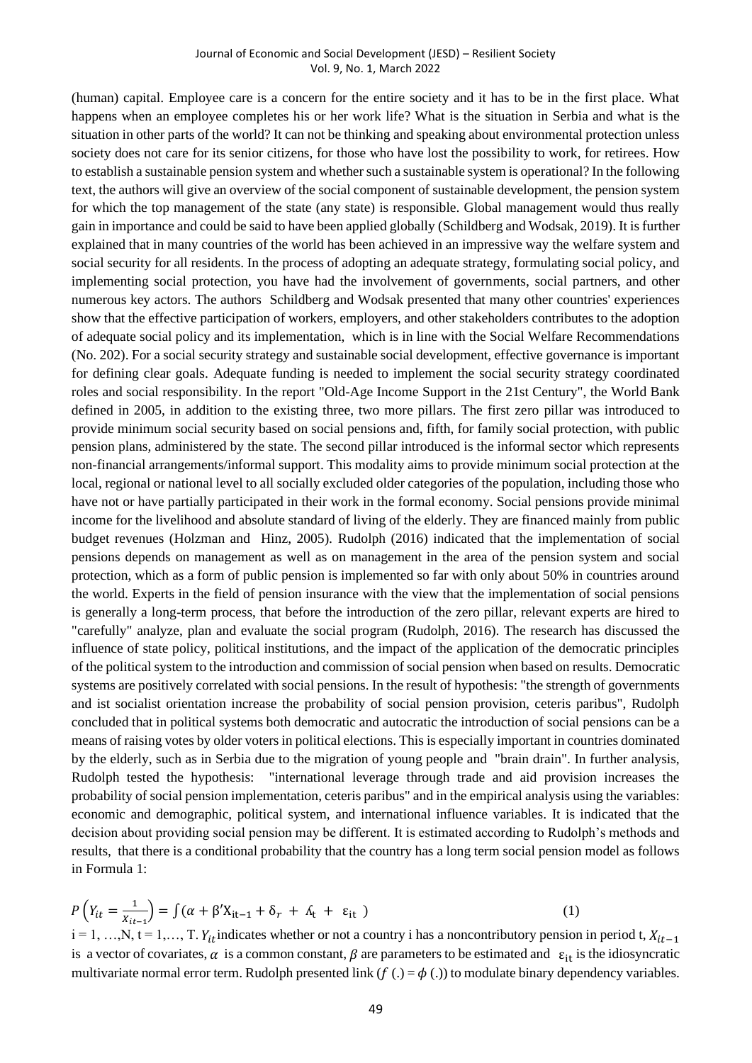(human) capital. Employee care is a concern for the entire society and it has to be in the first place. What happens when an employee completes his or her work life? What is the situation in Serbia and what is the situation in other parts of the world? It can not be thinking and speaking about environmental protection unless society does not care for its senior citizens, for those who have lost the possibility to work, for retirees. How to establish a sustainable pension system and whether such a sustainable system is operational? In the following text, the authors will give an overview of the social component of sustainable development, the pension system for which the top management of the state (any state) is responsible. Global management would thus really gain in importance and could be said to have been applied globally (Schildberg and Wodsak, 2019). It is further explained that in many countries of the world has been achieved in an impressive way the welfare system and social security for all residents. In the process of adopting an adequate strategy, formulating social policy, and implementing social protection, you have had the involvement of governments, social partners, and other numerous key actors. The authors Schildberg and Wodsak presented that many other countries' experiences show that the effective participation of workers, employers, and other stakeholders contributes to the adoption of adequate social policy and its implementation, which is in line with the Social Welfare Recommendations (No. 202). For a social security strategy and sustainable social development, effective governance is important for defining clear goals. Adequate funding is needed to implement the social security strategy coordinated roles and social responsibility. In the report "Old-Age Income Support in the 21st Century", the World Bank defined in 2005, in addition to the existing three, two more pillars. The first zero pillar was introduced to provide minimum social security based on social pensions and, fifth, for family social protection, with public pension plans, administered by the state. The second pillar introduced is the informal sector which represents non-financial arrangements/informal support. This modality aims to provide minimum social protection at the local, regional or national level to all socially excluded older categories of the population, including those who have not or have partially participated in their work in the formal economy. Social pensions provide minimal income for the livelihood and absolute standard of living of the elderly. They are financed mainly from public budget revenues (Holzman and Hinz, 2005). Rudolph (2016) indicated that the implementation of social pensions depends on management as well as on management in the area of the pension system and social protection, which as a form of public pension is implemented so far with only about 50% in countries around the world. Experts in the field of pension insurance with the view that the implementation of social pensions is generally a long-term process, that before the introduction of the zero pillar, relevant experts are hired to "carefully" analyze, plan and evaluate the social program (Rudolph, 2016). The research has discussed the influence of state policy, political institutions, and the impact of the application of the democratic principles of the political system to the introduction and commission of social pension when based on results. Democratic systems are positively correlated with social pensions. In the result of hypothesis: "the strength of governments and ist socialist orientation increase the probability of social pension provision, ceteris paribus", Rudolph concluded that in political systems both democratic and autocratic the introduction of social pensions can be a means of raising votes by older voters in political elections. This is especially important in countries dominated by the elderly, such as in Serbia due to the migration of young people and "brain drain". In further analysis, Rudolph tested the hypothesis: "international leverage through trade and aid provision increases the probability of social pension implementation, ceteris paribus" and in the empirical analysis using the variables: economic and demographic, political system, and international influence variables. It is indicated that the decision about providing social pension may be different. It is estimated according to Rudolph's methods and results, that there is a conditional probability that the country has a long term social pension model as follows in Formula 1:

$$P\left(Y_{it} = \frac{1}{X_{it-1}}\right) = \int(\alpha + \beta' X_{it-1} + \delta_r + \lambda_t + \varepsilon_{it}) \tag{1}$$

$i = 1, \ldots, N$, $t = 1, \ldots, T$. $Y_{it}$ indicates whether or not a country i has a noncontributory pension in period t, $X_{it-1}$ is a vector of covariates, $\alpha$ is a common constant, $\beta$ are parameters to be estimated and $\varepsilon_{it}$ is the idiosyncratic multivariate normal error term. Rudolph presented link ($f(.) = \phi(.)$) to modulate binary dependency variables.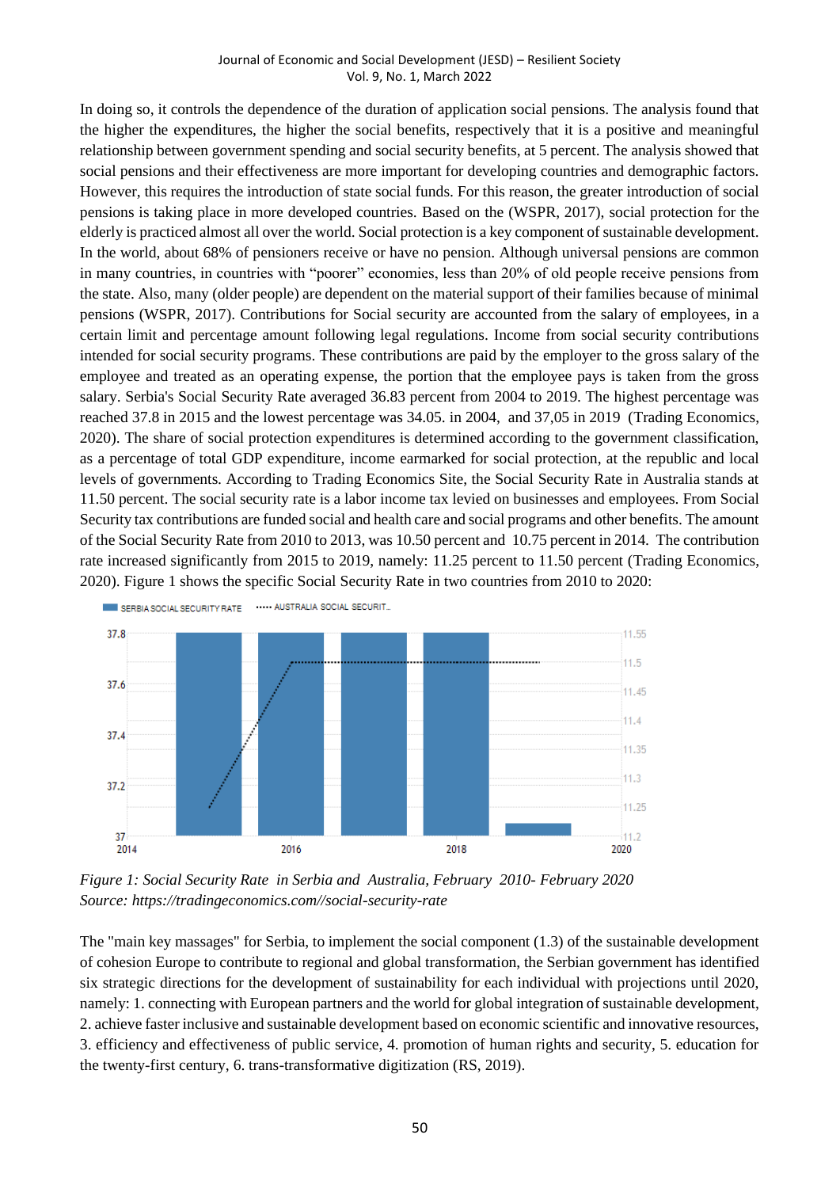In doing so, it controls the dependence of the duration of application social pensions. The analysis found that the higher the expenditures, the higher the social benefits, respectively that it is a positive and meaningful relationship between government spending and social security benefits, at 5 percent. The analysis showed that social pensions and their effectiveness are more important for developing countries and demographic factors. However, this requires the introduction of state social funds. For this reason, the greater introduction of social pensions is taking place in more developed countries. Based on the (WSPR, 2017), social protection for the elderly is practiced almost all over the world. Social protection is a key component of sustainable development. In the world, about 68% of pensioners receive or have no pension. Although universal pensions are common in many countries, in countries with "poorer" economies, less than 20% of old people receive pensions from the state. Also, many (older people) are dependent on the material support of their families because of minimal pensions (WSPR, 2017). Contributions for Social security are accounted from the salary of employees, in a certain limit and percentage amount following legal regulations. Income from social security contributions intended for social security programs. These contributions are paid by the employer to the gross salary of the employee and treated as an operating expense, the portion that the employee pays is taken from the gross salary. Serbia's Social Security Rate averaged 36.83 percent from 2004 to 2019. The highest percentage was reached 37.8 in 2015 and the lowest percentage was 34.05. in 2004, and 37,05 in 2019 (Trading Economics, 2020). The share of social protection expenditures is determined according to the government classification, as a percentage of total GDP expenditure, income earmarked for social protection, at the republic and local levels of governments. According to Trading Economics Site, the Social Security Rate in Australia stands at 11.50 percent. The social security rate is a labor income tax levied on businesses and employees. From Social Security tax contributions are funded social and health care and social programs and other benefits. The amount of the Social Security Rate from 2010 to 2013, was 10.50 percent and 10.75 percent in 2014. The contribution rate increased significantly from 2015 to 2019, namely: 11.25 percent to 11.50 percent (Trading Economics, 2020). Figure 1 shows the specific Social Security Rate in two countries from 2010 to 2020:

*Figure 1: Social Security Rate in Serbia and Australia, February 2010- February 2020*
*Source: https://tradingeconomics.com//social-security-rate*

The "main key massages" for Serbia, to implement the social component (1.3) of the sustainable development of cohesion Europe to contribute to regional and global transformation, the Serbian government has identified six strategic directions for the development of sustainability for each individual with projections until 2020, namely: 1. connecting with European partners and the world for global integration of sustainable development, 2. achieve faster inclusive and sustainable development based on economic scientific and innovative resources, 3. efficiency and effectiveness of public service, 4. promotion of human rights and security, 5. education for the twenty-first century, 6. trans-transformative digitization (RS, 2019).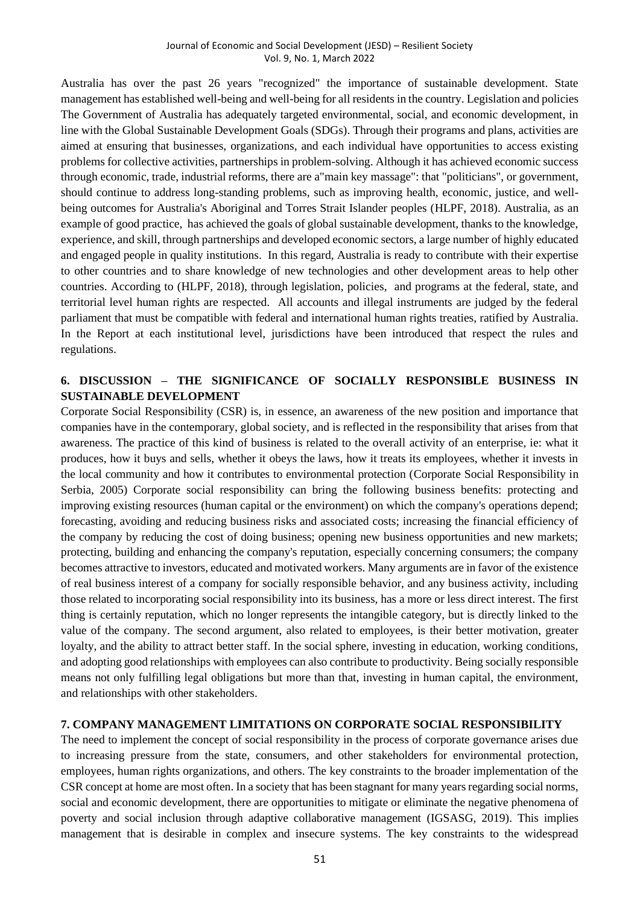Australia has over the past 26 years "recognized" the importance of sustainable development. State management has established well-being and well-being for all residents in the country. Legislation and policies The Government of Australia has adequately targeted environmental, social, and economic development, in line with the Global Sustainable Development Goals (SDGs). Through their programs and plans, activities are aimed at ensuring that businesses, organizations, and each individual have opportunities to access existing problems for collective activities, partnerships in problem-solving. Although it has achieved economic success through economic, trade, industrial reforms, there are a"main key massage": that "politicians", or government, should continue to address long-standing problems, such as improving health, economic, justice, and well-being outcomes for Australia's Aboriginal and Torres Strait Islander peoples (HLPF, 2018). Australia, as an example of good practice, has achieved the goals of global sustainable development, thanks to the knowledge, experience, and skill, through partnerships and developed economic sectors, a large number of highly educated and engaged people in quality institutions. In this regard, Australia is ready to contribute with their expertise to other countries and to share knowledge of new technologies and other development areas to help other countries. According to (HLPF, 2018), through legislation, policies, and programs at the federal, state, and territorial level human rights are respected. All accounts and illegal instruments are judged by the federal parliament that must be compatible with federal and international human rights treaties, ratified by Australia. In the Report at each institutional level, jurisdictions have been introduced that respect the rules and regulations.

## 6. DISCUSSION – THE SIGNIFICANCE OF SOCIALLY RESPONSIBLE BUSINESS IN SUSTAINABLE DEVELOPMENT

Corporate Social Responsibility (CSR) is, in essence, an awareness of the new position and importance that companies have in the contemporary, global society, and is reflected in the responsibility that arises from that awareness. The practice of this kind of business is related to the overall activity of an enterprise, ie: what it produces, how it buys and sells, whether it obeys the laws, how it treats its employees, whether it invests in the local community and how it contributes to environmental protection (Corporate Social Responsibility in Serbia, 2005) Corporate social responsibility can bring the following business benefits: protecting and improving existing resources (human capital or the environment) on which the company's operations depend; forecasting, avoiding and reducing business risks and associated costs; increasing the financial efficiency of the company by reducing the cost of doing business; opening new business opportunities and new markets; protecting, building and enhancing the company's reputation, especially concerning consumers; the company becomes attractive to investors, educated and motivated workers. Many arguments are in favor of the existence of real business interest of a company for socially responsible behavior, and any business activity, including those related to incorporating social responsibility into its business, has a more or less direct interest. The first thing is certainly reputation, which no longer represents the intangible category, but is directly linked to the value of the company. The second argument, also related to employees, is their better motivation, greater loyalty, and the ability to attract better staff. In the social sphere, investing in education, working conditions, and adopting good relationships with employees can also contribute to productivity. Being socially responsible means not only fulfilling legal obligations but more than that, investing in human capital, the environment, and relationships with other stakeholders.

## 7. COMPANY MANAGEMENT LIMITATIONS ON CORPORATE SOCIAL RESPONSIBILITY

The need to implement the concept of social responsibility in the process of corporate governance arises due to increasing pressure from the state, consumers, and other stakeholders for environmental protection, employees, human rights organizations, and others. The key constraints to the broader implementation of the CSR concept at home are most often. In a society that has been stagnant for many years regarding social norms, social and economic development, there are opportunities to mitigate or eliminate the negative phenomena of poverty and social inclusion through adaptive collaborative management (IGSASG, 2019). This implies management that is desirable in complex and insecure systems. The key constraints to the widespread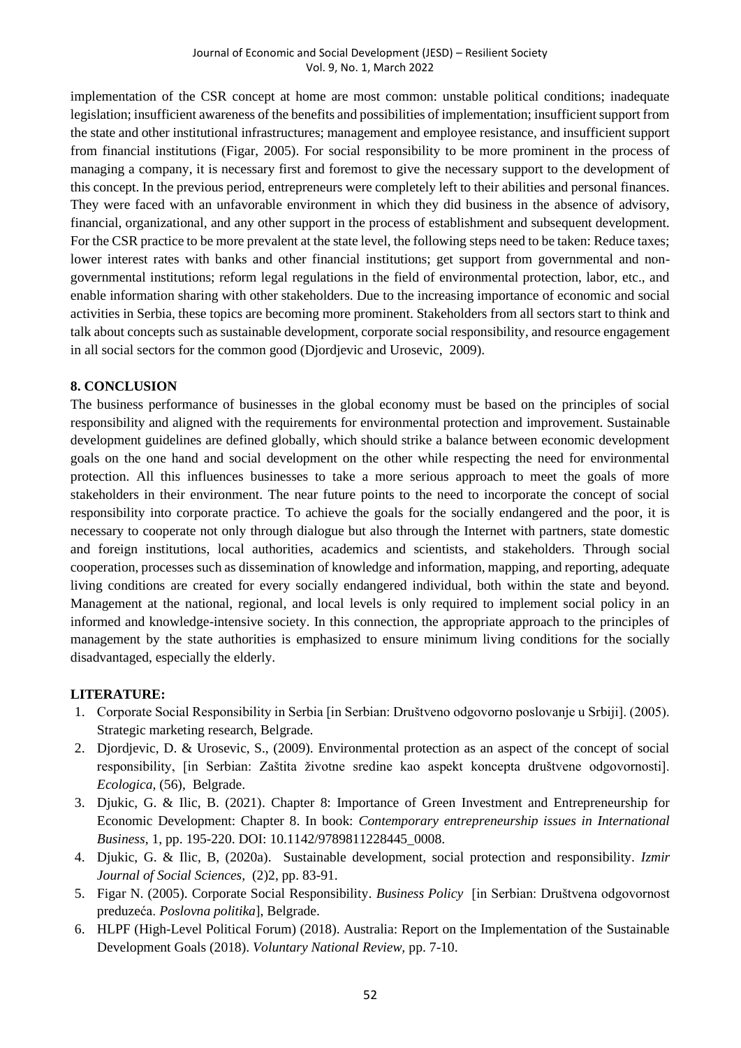implementation of the CSR concept at home are most common: unstable political conditions; inadequate legislation; insufficient awareness of the benefits and possibilities of implementation; insufficient support from the state and other institutional infrastructures; management and employee resistance, and insufficient support from financial institutions (Figar, 2005). For social responsibility to be more prominent in the process of managing a company, it is necessary first and foremost to give the necessary support to the development of this concept. In the previous period, entrepreneurs were completely left to their abilities and personal finances. They were faced with an unfavorable environment in which they did business in the absence of advisory, financial, organizational, and any other support in the process of establishment and subsequent development. For the CSR practice to be more prevalent at the state level, the following steps need to be taken: Reduce taxes; lower interest rates with banks and other financial institutions; get support from governmental and non-governmental institutions; reform legal regulations in the field of environmental protection, labor, etc., and enable information sharing with other stakeholders. Due to the increasing importance of economic and social activities in Serbia, these topics are becoming more prominent. Stakeholders from all sectors start to think and talk about concepts such as sustainable development, corporate social responsibility, and resource engagement in all social sectors for the common good (Djordjevic and Urosevic, 2009).

## 8. CONCLUSION

The business performance of businesses in the global economy must be based on the principles of social responsibility and aligned with the requirements for environmental protection and improvement. Sustainable development guidelines are defined globally, which should strike a balance between economic development goals on the one hand and social development on the other while respecting the need for environmental protection. All this influences businesses to take a more serious approach to meet the goals of more stakeholders in their environment. The near future points to the need to incorporate the concept of social responsibility into corporate practice. To achieve the goals for the socially endangered and the poor, it is necessary to cooperate not only through dialogue but also through the Internet with partners, state domestic and foreign institutions, local authorities, academics and scientists, and stakeholders. Through social cooperation, processes such as dissemination of knowledge and information, mapping, and reporting, adequate living conditions are created for every socially endangered individual, both within the state and beyond. Management at the national, regional, and local levels is only required to implement social policy in an informed and knowledge-intensive society. In this connection, the appropriate approach to the principles of management by the state authorities is emphasized to ensure minimum living conditions for the socially disadvantaged, especially the elderly.

## LITERATURE:

1. Corporate Social Responsibility in Serbia [in Serbian: Društveno odgovorno poslovanje u Srbiji]. (2005). Strategic marketing research, Belgrade.
2. Djordjevic, D. & Urosevic, S., (2009). Environmental protection as an aspect of the concept of social responsibility, [in Serbian: Zaštita životne sredine kao aspekt koncepta društvene odgovornosti]. *Ecologica*, (56), Belgrade.
3. Djukic, G. & Ilic, B. (2021). Chapter 8: Importance of Green Investment and Entrepreneurship for Economic Development: Chapter 8. In book: *Contemporary entrepreneurship issues in International Business*, 1, pp. 195-220. DOI: 10.1142/9789811228445_0008.
4. Djukic, G. & Ilic, B, (2020a). Sustainable development, social protection and responsibility. *Izmir Journal of Social Sciences*, (2)2, pp. 83-91.
5. Figar N. (2005). Corporate Social Responsibility. *Business Policy* [in Serbian: Društvena odgovornost preduzeća. *Poslovna politika*], Belgrade.
6. HLPF (High-Level Political Forum) (2018). Australia: Report on the Implementation of the Sustainable Development Goals (2018). *Voluntary National Review*, pp. 7-10.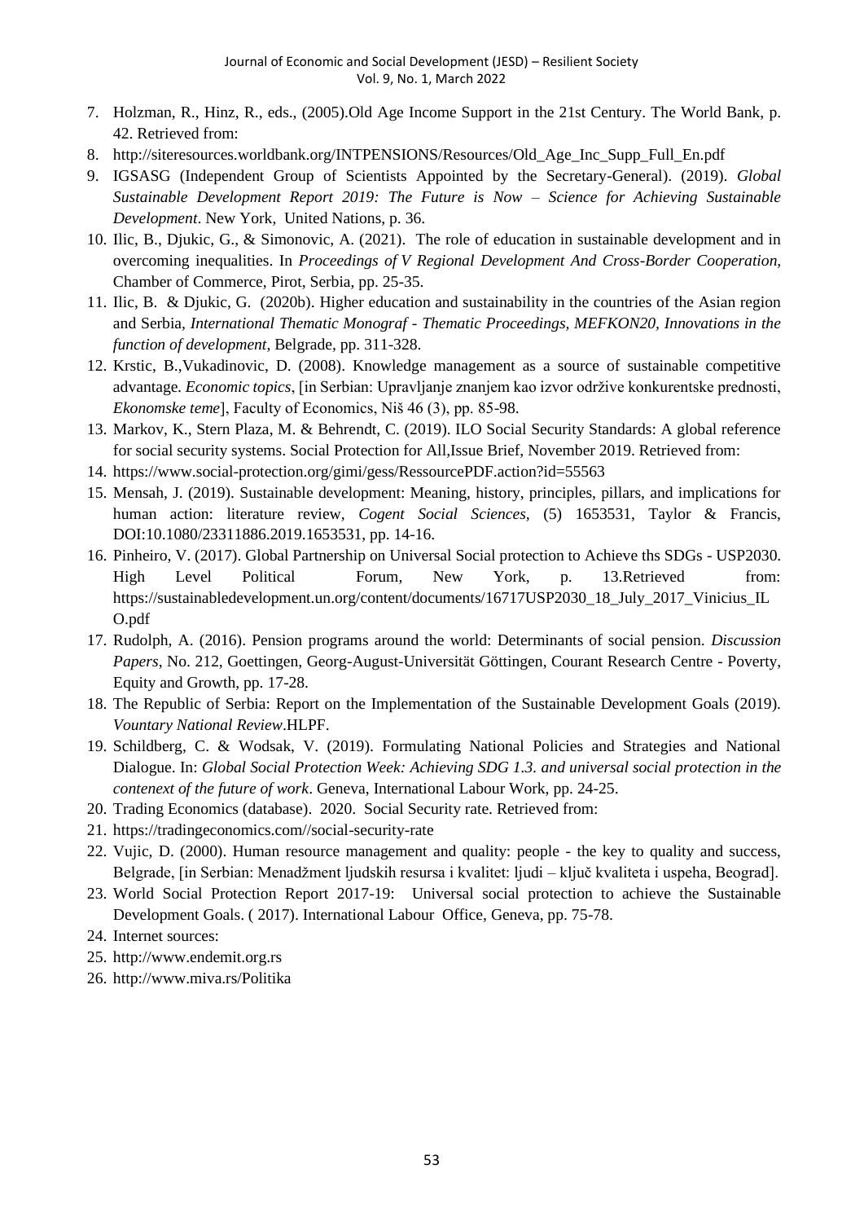7. Holzman, R., Hinz, R., eds., (2005).Old Age Income Support in the 21st Century. The World Bank, p. 42. Retrieved from:
8. http://siteresources.worldbank.org/INTPENSIONS/Resources/Old_Age_Inc_Supp_Full_En.pdf
9. IGSASG (Independent Group of Scientists Appointed by the Secretary-General). (2019). *Global Sustainable Development Report 2019: The Future is Now – Science for Achieving Sustainable Development*. New York, United Nations, p. 36.
10. Ilic, B., Djukic, G., & Simonovic, A. (2021). The role of education in sustainable development and in overcoming inequalities. In *Proceedings of V Regional Development And Cross-Border Cooperation,* Chamber of Commerce, Pirot, Serbia, pp. 25-35.
11. Ilic, B. & Djukic, G. (2020b). Higher education and sustainability in the countries of the Asian region and Serbia, *International Thematic Monograf - Thematic Proceedings, MEFKON20, Innovations in the function of development*, Belgrade, pp. 311-328.
12. Krstic, B.,Vukadinovic, D. (2008). Knowledge management as a source of sustainable competitive advantage*. Economic topics*, [in Serbian: Upravljanje znanjem kao izvor održive konkurentske prednosti, *Ekonomske teme*], Faculty of Economics, Niš 46 (3), pp. 85-98.
13. Markov, K., Stern Plaza, M. & Behrendt, C. (2019). ILO Social Security Standards: A global reference for social security systems. Social Protection for All,Issue Brief, November 2019. Retrieved from:
14. https://www.social-protection.org/gimi/gess/RessourcePDF.action?id=55563
15. Mensah, J. (2019). Sustainable development: Meaning, history, principles, pillars, and implications for human action: literature review, *Cogent Social Sciences,* (5) 1653531, Taylor & Francis, DOI:10.1080/23311886.2019.1653531, pp. 14-16.
16. Pinheiro, V. (2017). Global Partnership on Universal Social protection to Achieve ths SDGs - USP2030. High Level Political Forum, New York, p. 13.Retrieved from: https://sustainabledevelopment.un.org/content/documents/16717USP2030_18_July_2017_Vinicius_ILO.pdf
17. Rudolph, A. (2016). Pension programs around the world: Determinants of social pension. *Discussion Papers*, No. 212, Goettingen, Georg-August-Universität Göttingen, Courant Research Centre - Poverty, Equity and Growth, pp. 17-28.
18. The Republic of Serbia: Report on the Implementation of the Sustainable Development Goals (2019). *Vountary National Review*.HLPF.
19. Schildberg, C. & Wodsak, V. (2019). Formulating National Policies and Strategies and National Dialogue. In: *Global Social Protection Week: Achieving SDG 1.3. and universal social protection in the contenext of the future of work*. Geneva, International Labour Work, pp. 24-25.
20. Trading Economics (database). 2020. Social Security rate. Retrieved from:
21. https://tradingeconomics.com//social-security-rate
22. Vujic, D. (2000). Human resource management and quality: people - the key to quality and success, Belgrade, [in Serbian: Menadžment ljudskih resursa i kvalitet: ljudi – ključ kvaliteta i uspeha, Beograd].
23. World Social Protection Report 2017-19: Universal social protection to achieve the Sustainable Development Goals. ( 2017). International Labour Office, Geneva, pp. 75-78.
24. Internet sources:
25. http://www.endemit.org.rs
26. http://www.miva.rs/Politika